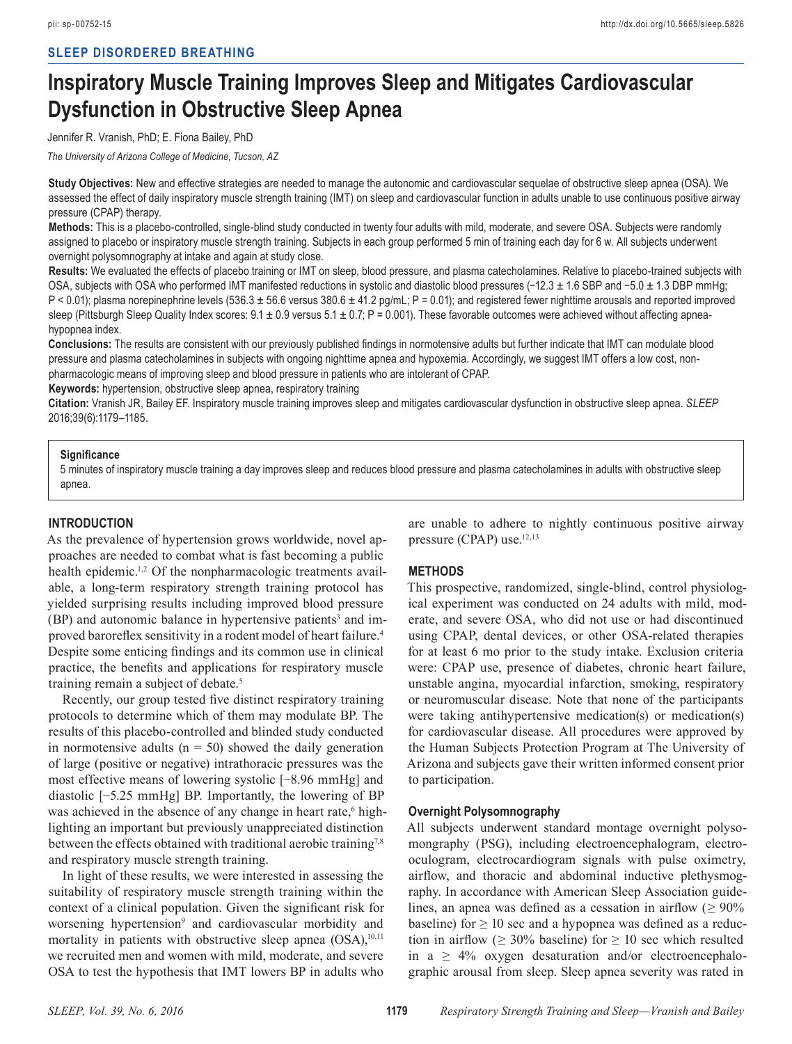SLEEP DISORDERED BREATHING

# Inspiratory Muscle Training Improves Sleep and Mitigates Cardiovascular Dysfunction in Obstructive Sleep Apnea

Jennifer R. Vranish, PhD; E. Fiona Bailey, PhD

*The University of Arizona College of Medicine, Tucson, AZ*

**Study Objectives:** New and effective strategies are needed to manage the autonomic and cardiovascular sequelae of obstructive sleep apnea (OSA). We assessed the effect of daily inspiratory muscle strength training (IMT) on sleep and cardiovascular function in adults unable to use continuous positive airway pressure (CPAP) therapy.

**Methods:** This is a placebo-controlled, single-blind study conducted in twenty four adults with mild, moderate, and severe OSA. Subjects were randomly assigned to placebo or inspiratory muscle strength training. Subjects in each group performed 5 min of training each day for 6 w. All subjects underwent overnight polysomnography at intake and again at study close.

**Results:** We evaluated the effects of placebo training or IMT on sleep, blood pressure, and plasma catecholamines. Relative to placebo-trained subjects with OSA, subjects with OSA who performed IMT manifested reductions in systolic and diastolic blood pressures (−12.3 ± 1.6 SBP and −5.0 ± 1.3 DBP mmHg; $P < 0.01$); plasma norepinephrine levels (536.3 ± 56.6 versus 380.6 ± 41.2 pg/mL; $P = 0.01$); and registered fewer nighttime arousals and reported improved sleep (Pittsburgh Sleep Quality Index scores: 9.1 ± 0.9 versus 5.1 ± 0.7; $P = 0.001$). These favorable outcomes were achieved without affecting apnea-hypopnea index.

**Conclusions:** The results are consistent with our previously published findings in normotensive adults but further indicate that IMT can modulate blood pressure and plasma catecholamines in subjects with ongoing nighttime apnea and hypoxemia. Accordingly, we suggest IMT offers a low cost, non-pharmacologic means of improving sleep and blood pressure in patients who are intolerant of CPAP.

**Keywords:** hypertension, obstructive sleep apnea, respiratory training

**Citation:** Vranish JR, Bailey EF. Inspiratory muscle training improves sleep and mitigates cardiovascular dysfunction in obstructive sleep apnea. *SLEEP* 2016;39(6):1179–1185.

> **Significance**
>
> 5 minutes of inspiratory muscle training a day improves sleep and reduces blood pressure and plasma catecholamines in adults with obstructive sleep apnea.

## INTRODUCTION

As the prevalence of hypertension grows worldwide, novel approaches are needed to combat what is fast becoming a public health epidemic.[1,2] Of the nonpharmacologic treatments available, a long-term respiratory strength training protocol has yielded surprising results including improved blood pressure (BP) and autonomic balance in hypertensive patients[3] and improved baroreflex sensitivity in a rodent model of heart failure.[4] Despite some enticing findings and its common use in clinical practice, the benefits and applications for respiratory muscle training remain a subject of debate.[5]

Recently, our group tested five distinct respiratory training protocols to determine which of them may modulate BP. The results of this placebo-controlled and blinded study conducted in normotensive adults (n = 50) showed the daily generation of large (positive or negative) intrathoracic pressures was the most effective means of lowering systolic [−8.96 mmHg] and diastolic [−5.25 mmHg] BP. Importantly, the lowering of BP was achieved in the absence of any change in heart rate,[6] highlighting an important but previously unappreciated distinction between the effects obtained with traditional aerobic training[7,8] and respiratory muscle strength training.

In light of these results, we were interested in assessing the suitability of respiratory muscle strength training within the context of a clinical population. Given the significant risk for worsening hypertension[9] and cardiovascular morbidity and mortality in patients with obstructive sleep apnea (OSA),[10,11] we recruited men and women with mild, moderate, and severe OSA to test the hypothesis that IMT lowers BP in adults who are unable to adhere to nightly continuous positive airway pressure (CPAP) use.[12,13]

## METHODS

This prospective, randomized, single-blind, control physiological experiment was conducted on 24 adults with mild, moderate, and severe OSA, who did not use or had discontinued using CPAP, dental devices, or other OSA-related therapies for at least 6 mo prior to the study intake. Exclusion criteria were: CPAP use, presence of diabetes, chronic heart failure, unstable angina, myocardial infarction, smoking, respiratory or neuromuscular disease. Note that none of the participants were taking antihypertensive medication(s) or medication(s) for cardiovascular disease. All procedures were approved by the Human Subjects Protection Program at The University of Arizona and subjects gave their written informed consent prior to participation.

### Overnight Polysomnography

All subjects underwent standard montage overnight polysomnography (PSG), including electroencephalogram, electrooculogram, electrocardiogram signals with pulse oximetry, airflow, and thoracic and abdominal inductive plethysmography. In accordance with American Sleep Association guidelines, an apnea was defined as a cessation in airflow (≥ 90% baseline) for ≥ 10 sec and a hypopnea was defined as a reduction in airflow (≥ 30% baseline) for ≥ 10 sec which resulted in a ≥ 4% oxygen desaturation and/or electroencephalographic arousal from sleep. Sleep apnea severity was rated in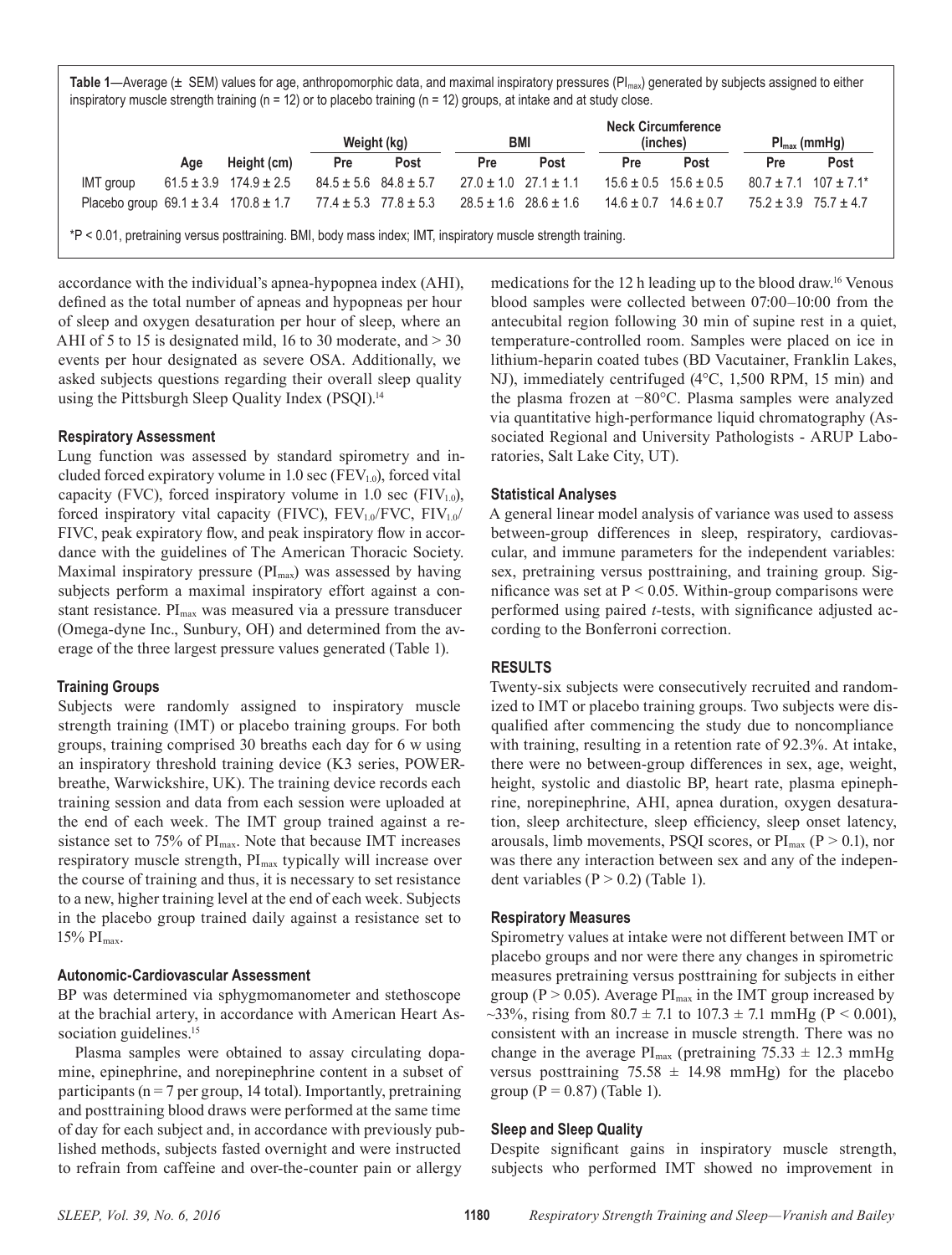**Table 1**—Average (± SEM) values for age, anthropomorphic data, and maximal inspiratory pressures ($PI_{max}$) generated by subjects assigned to either inspiratory muscle strength training (n = 12) or to placebo training (n = 12) groups, at intake and at study close.

| | Age | Height (cm) | Weight (kg) | | BMI | | Neck Circumference (inches) | | $PI_{max}$ (mmHg) | |
|---|---|---|---|---|---|---|---|---|---|---|
| | | | Pre | Post | Pre | Post | Pre | Post | Pre | Post |
| IMT group | 61.5 ± 3.9 | 174.9 ± 2.5 | 84.5 ± 5.6 | 84.8 ± 5.7 | 27.0 ± 1.0 | 27.1 ± 1.1 | 15.6 ± 0.5 | 15.6 ± 0.5 | 80.7 ± 7.1 | 107 ± 7.1* |
| Placebo group | 69.1 ± 3.4 | 170.8 ± 1.7 | 77.4 ± 5.3 | 77.8 ± 5.3 | 28.5 ± 1.6 | 28.6 ± 1.6 | 14.6 ± 0.7 | 14.6 ± 0.7 | 75.2 ± 3.9 | 75.7 ± 4.7 |

*P < 0.01, pretraining versus posttraining. BMI, body mass index; IMT, inspiratory muscle strength training.

accordance with the individual's apnea-hypopnea index (AHI), defined as the total number of apneas and hypopneas per hour of sleep and oxygen desaturation per hour of sleep, where an AHI of 5 to 15 is designated mild, 16 to 30 moderate, and > 30 events per hour designated as severe OSA. Additionally, we asked subjects questions regarding their overall sleep quality using the Pittsburgh Sleep Quality Index (PSQI).[14]

### Respiratory Assessment

Lung function was assessed by standard spirometry and included forced expiratory volume in 1.0 sec ($FEV_{1.0}$), forced vital capacity (FVC), forced inspiratory volume in 1.0 sec ($FIV_{1.0}$), forced inspiratory vital capacity (FIVC), $FEV_{1.0}$/FVC, $FIV_{1.0}$/FIVC, peak expiratory flow, and peak inspiratory flow in accordance with the guidelines of The American Thoracic Society. Maximal inspiratory pressure ($PI_{max}$) was assessed by having subjects perform a maximal inspiratory effort against a constant resistance. $PI_{max}$ was measured via a pressure transducer (Omega-dyne Inc., Sunbury, OH) and determined from the average of the three largest pressure values generated (Table 1).

### Training Groups

Subjects were randomly assigned to inspiratory muscle strength training (IMT) or placebo training groups. For both groups, training comprised 30 breaths each day for 6 w using an inspiratory threshold training device (K3 series, POWERbreathe, Warwickshire, UK). The training device records each training session and data from each session were uploaded at the end of each week. The IMT group trained against a resistance set to 75% of $PI_{max}$. Note that because IMT increases respiratory muscle strength, $PI_{max}$ typically will increase over the course of training and thus, it is necessary to set resistance to a new, higher training level at the end of each week. Subjects in the placebo group trained daily against a resistance set to 15% $PI_{max}$.

### Autonomic-Cardiovascular Assessment

BP was determined via sphygmomanometer and stethoscope at the brachial artery, in accordance with American Heart Association guidelines.[15]

Plasma samples were obtained to assay circulating dopamine, epinephrine, and norepinephrine content in a subset of participants (n = 7 per group, 14 total). Importantly, pretraining and posttraining blood draws were performed at the same time of day for each subject and, in accordance with previously published methods, subjects fasted overnight and were instructed to refrain from caffeine and over-the-counter pain or allergy medications for the 12 h leading up to the blood draw.[16] Venous blood samples were collected between 07:00–10:00 from the antecubital region following 30 min of supine rest in a quiet, temperature-controlled room. Samples were placed on ice in lithium-heparin coated tubes (BD Vacutainer, Franklin Lakes, NJ), immediately centrifuged (4°C, 1,500 RPM, 15 min) and the plasma frozen at −80°C. Plasma samples were analyzed via quantitative high-performance liquid chromatography (Associated Regional and University Pathologists - ARUP Laboratories, Salt Lake City, UT).

### Statistical Analyses

A general linear model analysis of variance was used to assess between-group differences in sleep, respiratory, cardiovascular, and immune parameters for the independent variables: sex, pretraining versus posttraining, and training group. Significance was set at $P < 0.05$. Within-group comparisons were performed using paired *t*-tests, with significance adjusted according to the Bonferroni correction.

## RESULTS

Twenty-six subjects were consecutively recruited and randomized to IMT or placebo training groups. Two subjects were disqualified after commencing the study due to noncompliance with training, resulting in a retention rate of 92.3%. At intake, there were no between-group differences in sex, age, weight, height, systolic and diastolic BP, heart rate, plasma epinephrine, norepinephrine, AHI, apnea duration, oxygen desaturation, sleep architecture, sleep efficiency, sleep onset latency, arousals, limb movements, PSQI scores, or $PI_{max}$ ($P > 0.1$), nor was there any interaction between sex and any of the independent variables ($P > 0.2$) (Table 1).

### Respiratory Measures

Spirometry values at intake were not different between IMT or placebo groups and nor were there any changes in spirometric measures pretraining versus posttraining for subjects in either group ($P > 0.05$). Average $PI_{max}$ in the IMT group increased by ~33%, rising from 80.7 ± 7.1 to 107.3 ± 7.1 mmHg ($P < 0.001$), consistent with an increase in muscle strength. There was no change in the average $PI_{max}$ (pretraining 75.33 ± 12.3 mmHg versus posttraining 75.58 ± 14.98 mmHg) for the placebo group ($P = 0.87$) (Table 1).

### Sleep and Sleep Quality

Despite significant gains in inspiratory muscle strength, subjects who performed IMT showed no improvement in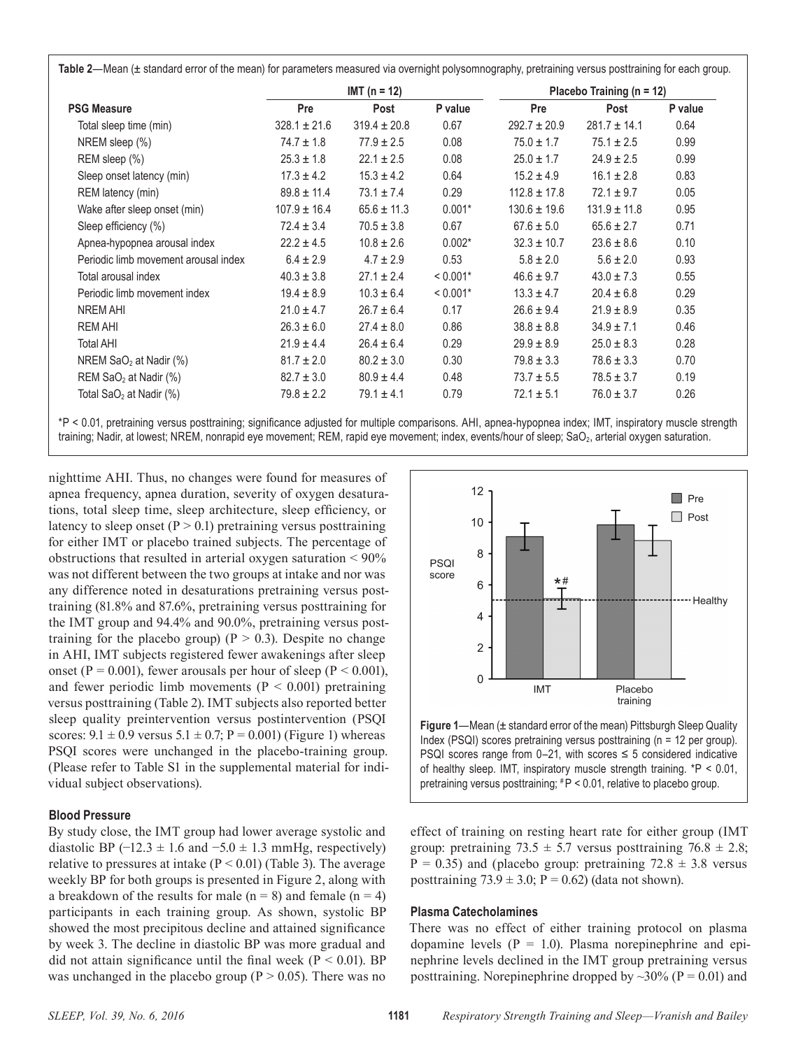**Table 2**—Mean (± standard error of the mean) for parameters measured via overnight polysomnography, pretraining versus posttraining for each group.

| PSG Measure | IMT (n = 12) | | | Placebo Training (n = 12) | | |
|---|---|---|---|---|---|---|
| | Pre | Post | P value | Pre | Post | P value |
| Total sleep time (min) | 328.1 ± 21.6 | 319.4 ± 20.8 | 0.67 | 292.7 ± 20.9 | 281.7 ± 14.1 | 0.64 |
| NREM sleep (%) | 74.7 ± 1.8 | 77.9 ± 2.5 | 0.08 | 75.0 ± 1.7 | 75.1 ± 2.5 | 0.99 |
| REM sleep (%) | 25.3 ± 1.8 | 22.1 ± 2.5 | 0.08 | 25.0 ± 1.7 | 24.9 ± 2.5 | 0.99 |
| Sleep onset latency (min) | 17.3 ± 4.2 | 15.3 ± 4.2 | 0.64 | 15.2 ± 4.9 | 16.1 ± 2.8 | 0.83 |
| REM latency (min) | 89.8 ± 11.4 | 73.1 ± 7.4 | 0.29 | 112.8 ± 17.8 | 72.1 ± 9.7 | 0.05 |
| Wake after sleep onset (min) | 107.9 ± 16.4 | 65.6 ± 11.3 | 0.001* | 130.6 ± 19.6 | 131.9 ± 11.8 | 0.95 |
| Sleep efficiency (%) | 72.4 ± 3.4 | 70.5 ± 3.8 | 0.67 | 67.6 ± 5.0 | 65.6 ± 2.7 | 0.71 |
| Apnea-hypopnea arousal index | 22.2 ± 4.5 | 10.8 ± 2.6 | 0.002* | 32.3 ± 10.7 | 23.6 ± 8.6 | 0.10 |
| Periodic limb movement arousal index | 6.4 ± 2.9 | 4.7 ± 2.9 | 0.53 | 5.8 ± 2.0 | 5.6 ± 2.0 | 0.93 |
| Total arousal index | 40.3 ± 3.8 | 27.1 ± 2.4 | < 0.001* | 46.6 ± 9.7 | 43.0 ± 7.3 | 0.55 |
| Periodic limb movement index | 19.4 ± 8.9 | 10.3 ± 6.4 | < 0.001* | 13.3 ± 4.7 | 20.4 ± 6.8 | 0.29 |
| NREM AHI | 21.0 ± 4.7 | 26.7 ± 6.4 | 0.17 | 26.6 ± 9.4 | 21.9 ± 8.9 | 0.35 |
| REM AHI | 26.3 ± 6.0 | 27.4 ± 8.0 | 0.86 | 38.8 ± 8.8 | 34.9 ± 7.1 | 0.46 |
| Total AHI | 21.9 ± 4.4 | 26.4 ± 6.4 | 0.29 | 29.9 ± 8.9 | 25.0 ± 8.3 | 0.28 |
| NREM $SaO_2$ at Nadir (%) | 81.7 ± 2.0 | 80.2 ± 3.0 | 0.30 | 79.8 ± 3.3 | 78.6 ± 3.3 | 0.70 |
| REM $SaO_2$ at Nadir (%) | 82.7 ± 3.0 | 80.9 ± 4.4 | 0.48 | 73.7 ± 5.5 | 78.5 ± 3.7 | 0.19 |
| Total $SaO_2$ at Nadir (%) | 79.8 ± 2.2 | 79.1 ± 4.1 | 0.79 | 72.1 ± 5.1 | 76.0 ± 3.7 | 0.26 |

*P < 0.01, pretraining versus posttraining; significance adjusted for multiple comparisons. AHI, apnea-hypopnea index; IMT, inspiratory muscle strength training; Nadir, at lowest; NREM, nonrapid eye movement; REM, rapid eye movement; index, events/hour of sleep; $SaO_2$, arterial oxygen saturation.

nighttime AHI. Thus, no changes were found for measures of apnea frequency, apnea duration, severity of oxygen desaturations, total sleep time, sleep architecture, sleep efficiency, or latency to sleep onset (P > 0.1) pretraining versus posttraining for either IMT or placebo trained subjects. The percentage of obstructions that resulted in arterial oxygen saturation < 90% was not different between the two groups at intake and nor was any difference noted in desaturations pretraining versus posttraining (81.8% and 87.6%, pretraining versus posttraining for the IMT group and 94.4% and 90.0%, pretraining versus posttraining for the placebo group) (P > 0.3). Despite no change in AHI, IMT subjects registered fewer awakenings after sleep onset (P = 0.001), fewer arousals per hour of sleep (P < 0.001), and fewer periodic limb movements (P < 0.001) pretraining versus posttraining (Table 2). IMT subjects also reported better sleep quality preintervention versus postintervention (PSQI scores: 9.1 ± 0.9 versus 5.1 ± 0.7; P = 0.001) (Figure 1) whereas PSQI scores were unchanged in the placebo-training group. (Please refer to Table S1 in the supplemental material for individual subject observations).

**Figure 1**—Mean (± standard error of the mean) Pittsburgh Sleep Quality Index (PSQI) scores pretraining versus posttraining (n = 12 per group). PSQI scores range from 0–21, with scores ≤ 5 considered indicative of healthy sleep. IMT, inspiratory muscle strength training. *P < 0.01, pretraining versus posttraining; #P < 0.01, relative to placebo group.

### Blood Pressure

By study close, the IMT group had lower average systolic and diastolic BP (−12.3 ± 1.6 and −5.0 ± 1.3 mmHg, respectively) relative to pressures at intake (P < 0.01) (Table 3). The average weekly BP for both groups is presented in Figure 2, along with a breakdown of the results for male (n = 8) and female (n = 4) participants in each training group. As shown, systolic BP showed the most precipitous decline and attained significance by week 3. The decline in diastolic BP was more gradual and did not attain significance until the final week (P < 0.01). BP was unchanged in the placebo group (P > 0.05). There was no effect of training on resting heart rate for either group (IMT group: pretraining 73.5 ± 5.7 versus posttraining 76.8 ± 2.8; P = 0.35) and (placebo group: pretraining 72.8 ± 3.8 versus posttraining 73.9 ± 3.0; P = 0.62) (data not shown).

### Plasma Catecholamines

There was no effect of either training protocol on plasma dopamine levels (P = 1.0). Plasma norepinephrine and epinephrine levels declined in the IMT group pretraining versus posttraining. Norepinephrine dropped by ~30% (P = 0.01) and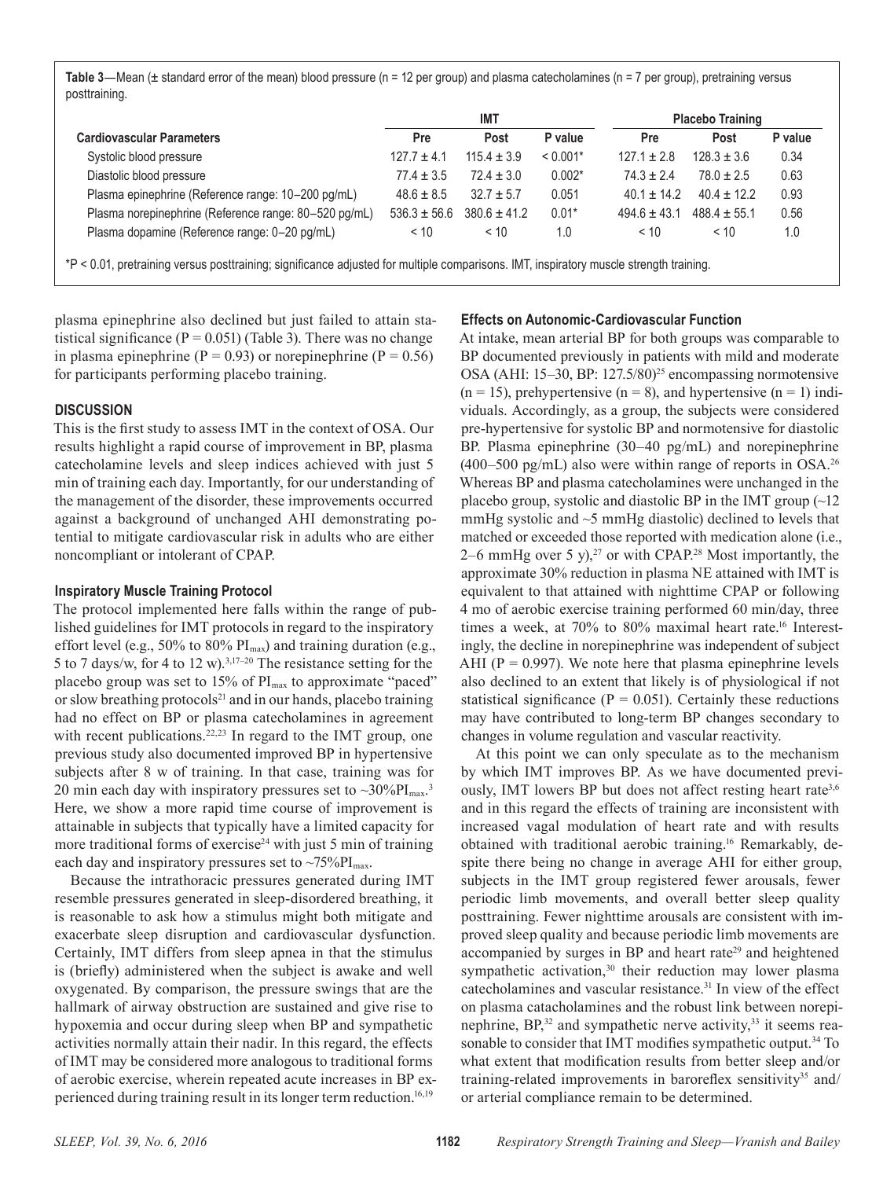**Table 3**—Mean (± standard error of the mean) blood pressure (n = 12 per group) and plasma catecholamines (n = 7 per group), pretraining versus posttraining.

| Cardiovascular Parameters | IMT | | | Placebo Training | | |
|---|---|---|---|---|---|---|
| | Pre | Post | P value | Pre | Post | P value |
| Systolic blood pressure | 127.7 ± 4.1 | 115.4 ± 3.9 | < 0.001* | 127.1 ± 2.8 | 128.3 ± 3.6 | 0.34 |
| Diastolic blood pressure | 77.4 ± 3.5 | 72.4 ± 3.0 | 0.002* | 74.3 ± 2.4 | 78.0 ± 2.5 | 0.63 |
| Plasma epinephrine (Reference range: 10–200 pg/mL) | 48.6 ± 8.5 | 32.7 ± 5.7 | 0.051 | 40.1 ± 14.2 | 40.4 ± 12.2 | 0.93 |
| Plasma norepinephrine (Reference range: 80–520 pg/mL) | 536.3 ± 56.6 | 380.6 ± 41.2 | 0.01* | 494.6 ± 43.1 | 488.4 ± 55.1 | 0.56 |
| Plasma dopamine (Reference range: 0–20 pg/mL) | < 10 | < 10 | 1.0 | < 10 | < 10 | 1.0 |

*P < 0.01, pretraining versus posttraining; significance adjusted for multiple comparisons. IMT, inspiratory muscle strength training.

plasma epinephrine also declined but just failed to attain statistical significance (P = 0.051) (Table 3). There was no change in plasma epinephrine (P = 0.93) or norepinephrine (P = 0.56) for participants performing placebo training.

## DISCUSSION

This is the first study to assess IMT in the context of OSA. Our results highlight a rapid course of improvement in BP, plasma catecholamine levels and sleep indices achieved with just 5 min of training each day. Importantly, for our understanding of the management of the disorder, these improvements occurred against a background of unchanged AHI demonstrating potential to mitigate cardiovascular risk in adults who are either noncompliant or intolerant of CPAP.

### Inspiratory Muscle Training Protocol

The protocol implemented here falls within the range of published guidelines for IMT protocols in regard to the inspiratory effort level (e.g., 50% to 80% $PI_{max}$) and training duration (e.g., 5 to 7 days/w, for 4 to 12 w).[3,17–20] The resistance setting for the placebo group was set to 15% of $PI_{max}$ to approximate "paced" or slow breathing protocols[21] and in our hands, placebo training had no effect on BP or plasma catecholamines in agreement with recent publications.[22,23] In regard to the IMT group, one previous study also documented improved BP in hypertensive subjects after 8 w of training. In that case, training was for 20 min each day with inspiratory pressures set to ~30%$PI_{max}$.[3] Here, we show a more rapid time course of improvement is attainable in subjects that typically have a limited capacity for more traditional forms of exercise[24] with just 5 min of training each day and inspiratory pressures set to ~75%$PI_{max}$.

Because the intrathoracic pressures generated during IMT resemble pressures generated in sleep-disordered breathing, it is reasonable to ask how a stimulus might both mitigate and exacerbate sleep disruption and cardiovascular dysfunction. Certainly, IMT differs from sleep apnea in that the stimulus is (briefly) administered when the subject is awake and well oxygenated. By comparison, the pressure swings that are the hallmark of airway obstruction are sustained and give rise to hypoxemia and occur during sleep when BP and sympathetic activities normally attain their nadir. In this regard, the effects of IMT may be considered more analogous to traditional forms of aerobic exercise, wherein repeated acute increases in BP experienced during training result in its longer term reduction.[16,19]

### Effects on Autonomic-Cardiovascular Function

At intake, mean arterial BP for both groups was comparable to BP documented previously in patients with mild and moderate OSA (AHI: 15–30, BP: 127.5/80)[25] encompassing normotensive (n = 15), prehypertensive (n = 8), and hypertensive (n = 1) individuals. Accordingly, as a group, the subjects were considered pre-hypertensive for systolic BP and normotensive for diastolic BP. Plasma epinephrine (30–40 pg/mL) and norepinephrine (400–500 pg/mL) also were within range of reports in OSA.[26] Whereas BP and plasma catecholamines were unchanged in the placebo group, systolic and diastolic BP in the IMT group (~12 mmHg systolic and ~5 mmHg diastolic) declined to levels that matched or exceeded those reported with medication alone (i.e., 2–6 mmHg over 5 y),[27] or with CPAP.[28] Most importantly, the approximate 30% reduction in plasma NE attained with IMT is equivalent to that attained with nighttime CPAP or following 4 mo of aerobic exercise training performed 60 min/day, three times a week, at 70% to 80% maximal heart rate.[16] Interestingly, the decline in norepinephrine was independent of subject AHI (P = 0.997). We note here that plasma epinephrine levels also declined to an extent that likely is of physiological if not statistical significance (P = 0.051). Certainly these reductions may have contributed to long-term BP changes secondary to changes in volume regulation and vascular reactivity.

At this point we can only speculate as to the mechanism by which IMT improves BP. As we have documented previously, IMT lowers BP but does not affect resting heart rate[3,6] and in this regard the effects of training are inconsistent with increased vagal modulation of heart rate and with results obtained with traditional aerobic training.[16] Remarkably, despite there being no change in average AHI for either group, subjects in the IMT group registered fewer arousals, fewer periodic limb movements, and overall better sleep quality posttraining. Fewer nighttime arousals are consistent with improved sleep quality and because periodic limb movements are accompanied by surges in BP and heart rate[29] and heightened sympathetic activation,[30] their reduction may lower plasma catecholamines and vascular resistance.[31] In view of the effect on plasma catacholamines and the robust link between norepinephrine, BP,[32] and sympathetic nerve activity,[33] it seems reasonable to consider that IMT modifies sympathetic output.[34] To what extent that modification results from better sleep and/or training-related improvements in baroreflex sensitivity[35] and/or arterial compliance remain to be determined.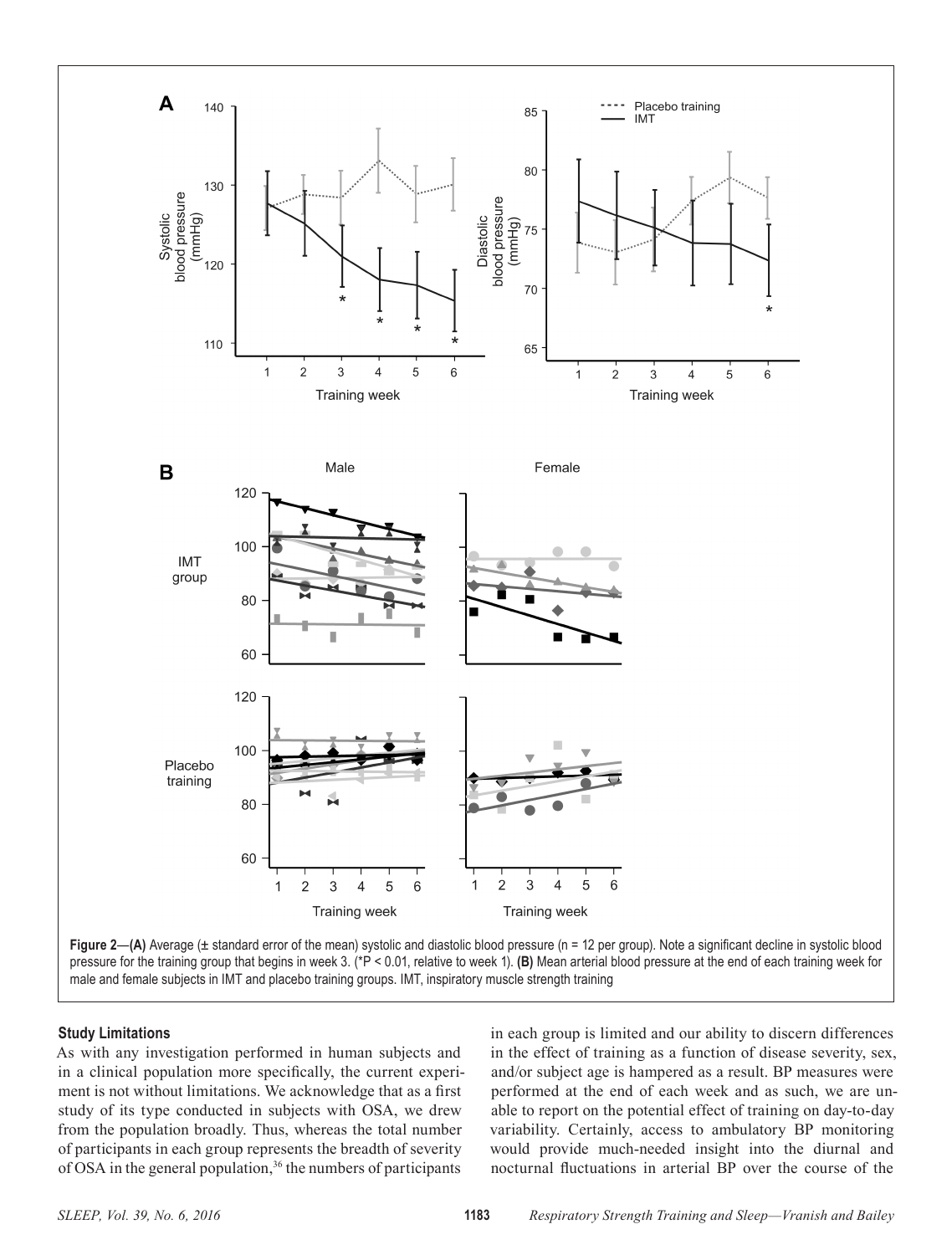**Figure 2**—**(A)** Average (± standard error of the mean) systolic and diastolic blood pressure (n = 12 per group). Note a significant decline in systolic blood pressure for the training group that begins in week 3. (*P < 0.01, relative to week 1). **(B)** Mean arterial blood pressure at the end of each training week for male and female subjects in IMT and placebo training groups. IMT, inspiratory muscle strength training

### Study Limitations

As with any investigation performed in human subjects and in a clinical population more specifically, the current experiment is not without limitations. We acknowledge that as a first study of its type conducted in subjects with OSA, we drew from the population broadly. Thus, whereas the total number of participants in each group represents the breadth of severity of OSA in the general population,[36] the numbers of participants in each group is limited and our ability to discern differences in the effect of training as a function of disease severity, sex, and/or subject age is hampered as a result. BP measures were performed at the end of each week and as such, we are unable to report on the potential effect of training on day-to-day variability. Certainly, access to ambulatory BP monitoring would provide much-needed insight into the diurnal and nocturnal fluctuations in arterial BP over the course of the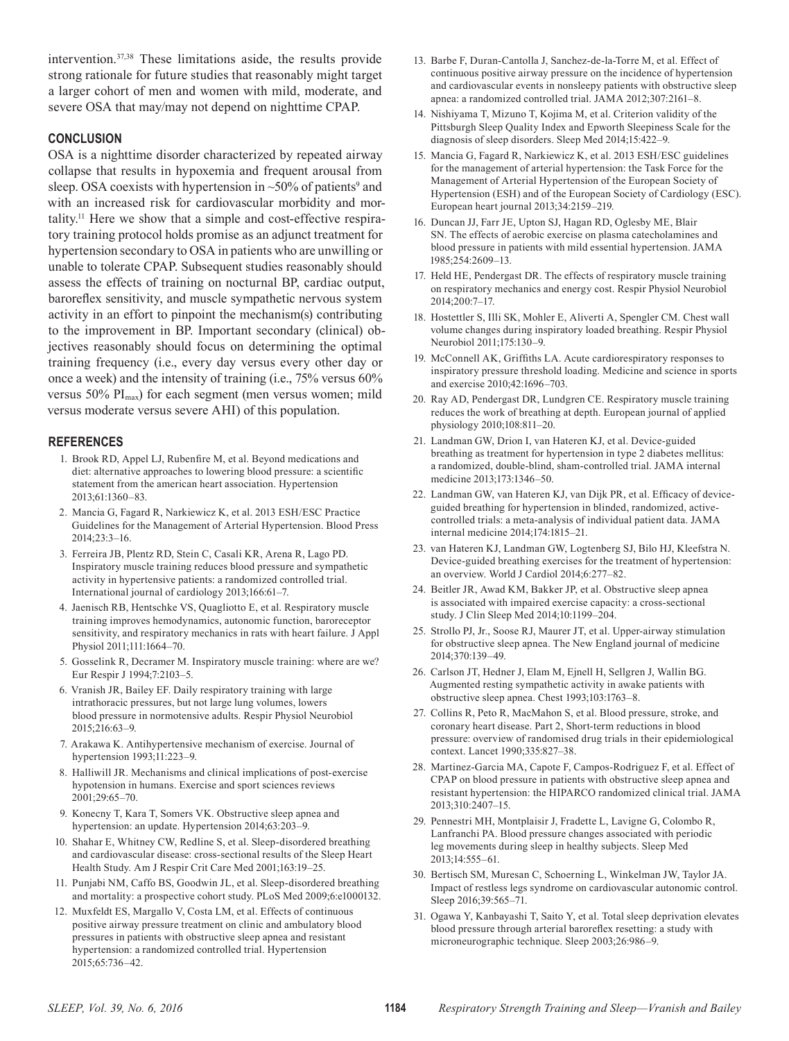intervention.[37,38] These limitations aside, the results provide strong rationale for future studies that reasonably might target a larger cohort of men and women with mild, moderate, and severe OSA that may/may not depend on nighttime CPAP.

## CONCLUSION

OSA is a nighttime disorder characterized by repeated airway collapse that results in hypoxemia and frequent arousal from sleep. OSA coexists with hypertension in ~50% of patients[9] and with an increased risk for cardiovascular morbidity and mortality.[11] Here we show that a simple and cost-effective respiratory training protocol holds promise as an adjunct treatment for hypertension secondary to OSA in patients who are unwilling or unable to tolerate CPAP. Subsequent studies reasonably should assess the effects of training on nocturnal BP, cardiac output, baroreflex sensitivity, and muscle sympathetic nervous system activity in an effort to pinpoint the mechanism(s) contributing to the improvement in BP. Important secondary (clinical) objectives reasonably should focus on determining the optimal training frequency (i.e., every day versus every other day or once a week) and the intensity of training (i.e., 75% versus 60% versus 50% $PI_{max}$) for each segment (men versus women; mild versus moderate versus severe AHI) of this population.

## REFERENCES

1. Brook RD, Appel LJ, Rubenfire M, et al. Beyond medications and diet: alternative approaches to lowering blood pressure: a scientific statement from the american heart association. Hypertension 2013;61:1360–83.
2. Mancia G, Fagard R, Narkiewicz K, et al. 2013 ESH/ESC Practice Guidelines for the Management of Arterial Hypertension. Blood Press 2014;23:3–16.
3. Ferreira JB, Plentz RD, Stein C, Casali KR, Arena R, Lago PD. Inspiratory muscle training reduces blood pressure and sympathetic activity in hypertensive patients: a randomized controlled trial. International journal of cardiology 2013;166:61–7.
4. Jaenisch RB, Hentschke VS, Quagliotto E, et al. Respiratory muscle training improves hemodynamics, autonomic function, baroreceptor sensitivity, and respiratory mechanics in rats with heart failure. J Appl Physiol 2011;111:1664–70.
5. Gosselink R, Decramer M. Inspiratory muscle training: where are we? Eur Respir J 1994;7:2103–5.
6. Vranish JR, Bailey EF. Daily respiratory training with large intrathoracic pressures, but not large lung volumes, lowers blood pressure in normotensive adults. Respir Physiol Neurobiol 2015;216:63–9.
7. Arakawa K. Antihypertensive mechanism of exercise. Journal of hypertension 1993;11:223–9.
8. Halliwill JR. Mechanisms and clinical implications of post-exercise hypotension in humans. Exercise and sport sciences reviews 2001;29:65–70.
9. Konecny T, Kara T, Somers VK. Obstructive sleep apnea and hypertension: an update. Hypertension 2014;63:203–9.
10. Shahar E, Whitney CW, Redline S, et al. Sleep-disordered breathing and cardiovascular disease: cross-sectional results of the Sleep Heart Health Study. Am J Respir Crit Care Med 2001;163:19–25.
11. Punjabi NM, Caffo BS, Goodwin JL, et al. Sleep-disordered breathing and mortality: a prospective cohort study. PLoS Med 2009;6:e1000132.
12. Muxfeldt ES, Margallo V, Costa LM, et al. Effects of continuous positive airway pressure treatment on clinic and ambulatory blood pressures in patients with obstructive sleep apnea and resistant hypertension: a randomized controlled trial. Hypertension 2015;65:736–42.
13. Barbe F, Duran-Cantolla J, Sanchez-de-la-Torre M, et al. Effect of continuous positive airway pressure on the incidence of hypertension and cardiovascular events in nonsleepy patients with obstructive sleep apnea: a randomized controlled trial. JAMA 2012;307:2161–8.
14. Nishiyama T, Mizuno T, Kojima M, et al. Criterion validity of the Pittsburgh Sleep Quality Index and Epworth Sleepiness Scale for the diagnosis of sleep disorders. Sleep Med 2014;15:422–9.
15. Mancia G, Fagard R, Narkiewicz K, et al. 2013 ESH/ESC guidelines for the management of arterial hypertension: the Task Force for the Management of Arterial Hypertension of the European Society of Hypertension (ESH) and of the European Society of Cardiology (ESC). European heart journal 2013;34:2159–219.
16. Duncan JJ, Farr JE, Upton SJ, Hagan RD, Oglesby ME, Blair SN. The effects of aerobic exercise on plasma catecholamines and blood pressure in patients with mild essential hypertension. JAMA 1985;254:2609–13.
17. Held HE, Pendergast DR. The effects of respiratory muscle training on respiratory mechanics and energy cost. Respir Physiol Neurobiol 2014;200:7–17.
18. Hostettler S, Illi SK, Mohler E, Aliverti A, Spengler CM. Chest wall volume changes during inspiratory loaded breathing. Respir Physiol Neurobiol 2011;175:130–9.
19. McConnell AK, Griffiths LA. Acute cardiorespiratory responses to inspiratory pressure threshold loading. Medicine and science in sports and exercise 2010;42:1696–703.
20. Ray AD, Pendergast DR, Lundgren CE. Respiratory muscle training reduces the work of breathing at depth. European journal of applied physiology 2010;108:811–20.
21. Landman GW, Drion I, van Hateren KJ, et al. Device-guided breathing as treatment for hypertension in type 2 diabetes mellitus: a randomized, double-blind, sham-controlled trial. JAMA internal medicine 2013;173:1346–50.
22. Landman GW, van Hateren KJ, van Dijk PR, et al. Efficacy of device-guided breathing for hypertension in blinded, randomized, active-controlled trials: a meta-analysis of individual patient data. JAMA internal medicine 2014;174:1815–21.
23. van Hateren KJ, Landman GW, Logtenberg SJ, Bilo HJ, Kleefstra N. Device-guided breathing exercises for the treatment of hypertension: an overview. World J Cardiol 2014;6:277–82.
24. Beitler JR, Awad KM, Bakker JP, et al. Obstructive sleep apnea is associated with impaired exercise capacity: a cross-sectional study. J Clin Sleep Med 2014;10:1199–204.
25. Strollo PJ, Jr., Soose RJ, Maurer JT, et al. Upper-airway stimulation for obstructive sleep apnea. The New England journal of medicine 2014;370:139–49.
26. Carlson JT, Hedner J, Elam M, Ejnell H, Sellgren J, Wallin BG. Augmented resting sympathetic activity in awake patients with obstructive sleep apnea. Chest 1993;103:1763–8.
27. Collins R, Peto R, MacMahon S, et al. Blood pressure, stroke, and coronary heart disease. Part 2, Short-term reductions in blood pressure: overview of randomised drug trials in their epidemiological context. Lancet 1990;335:827–38.
28. Martinez-Garcia MA, Capote F, Campos-Rodriguez F, et al. Effect of CPAP on blood pressure in patients with obstructive sleep apnea and resistant hypertension: the HIPARCO randomized clinical trial. JAMA 2013;310:2407–15.
29. Pennestri MH, Montplaisir J, Fradette L, Lavigne G, Colombo R, Lanfranchi PA. Blood pressure changes associated with periodic leg movements during sleep in healthy subjects. Sleep Med 2013;14:555–61.
30. Bertisch SM, Muresan C, Schoerning L, Winkelman JW, Taylor JA. Impact of restless legs syndrome on cardiovascular autonomic control. Sleep 2016;39:565–71.
31. Ogawa Y, Kanbayashi T, Saito Y, et al. Total sleep deprivation elevates blood pressure through arterial baroreflex resetting: a study with microneurographic technique. Sleep 2003;26:986–9.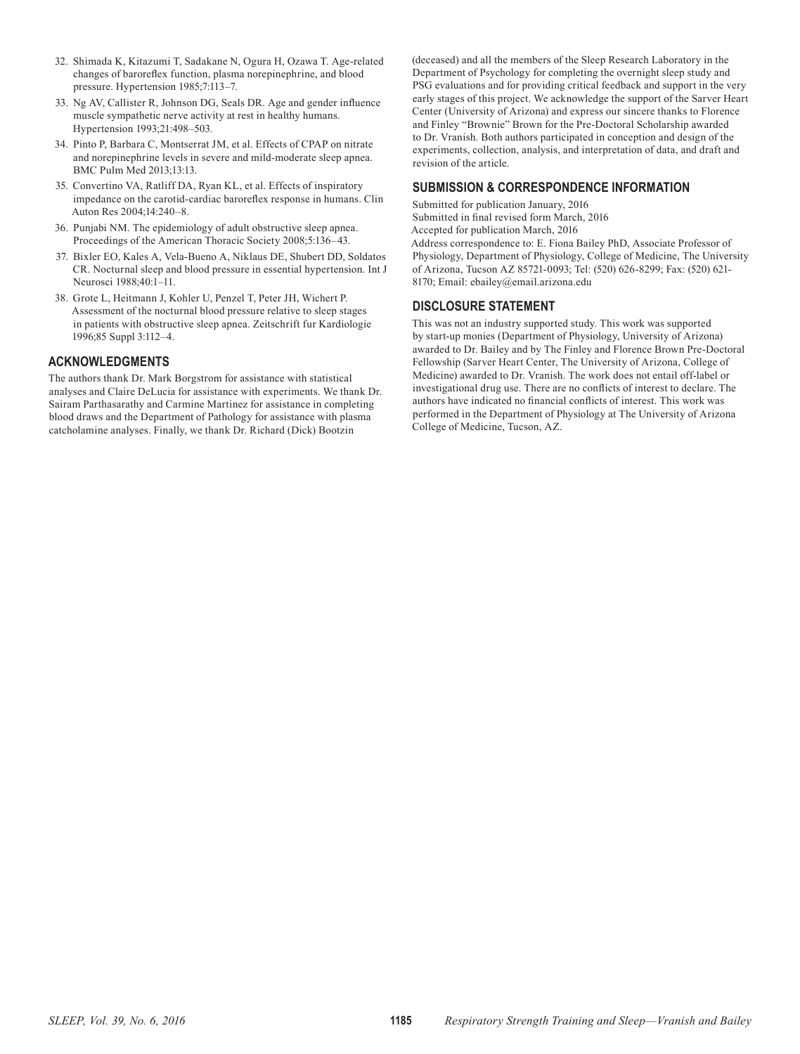32. Shimada K, Kitazumi T, Sadakane N, Ogura H, Ozawa T. Age-related changes of baroreflex function, plasma norepinephrine, and blood pressure. Hypertension 1985;7:113–7.
33. Ng AV, Callister R, Johnson DG, Seals DR. Age and gender influence muscle sympathetic nerve activity at rest in healthy humans. Hypertension 1993;21:498–503.
34. Pinto P, Barbara C, Montserrat JM, et al. Effects of CPAP on nitrate and norepinephrine levels in severe and mild-moderate sleep apnea. BMC Pulm Med 2013;13:13.
35. Convertino VA, Ratliff DA, Ryan KL, et al. Effects of inspiratory impedance on the carotid-cardiac baroreflex response in humans. Clin Auton Res 2004;14:240–8.
36. Punjabi NM. The epidemiology of adult obstructive sleep apnea. Proceedings of the American Thoracic Society 2008;5:136–43.
37. Bixler EO, Kales A, Vela-Bueno A, Niklaus DE, Shubert DD, Soldatos CR. Nocturnal sleep and blood pressure in essential hypertension. Int J Neurosci 1988;40:1–11.
38. Grote L, Heitmann J, Kohler U, Penzel T, Peter JH, Wichert P. Assessment of the nocturnal blood pressure relative to sleep stages in patients with obstructive sleep apnea. Zeitschrift fur Kardiologie 1996;85 Suppl 3:112–4.

## ACKNOWLEDGMENTS

The authors thank Dr. Mark Borgstrom for assistance with statistical analyses and Claire DeLucia for assistance with experiments. We thank Dr. Sairam Parthasarathy and Carmine Martinez for assistance in completing blood draws and the Department of Pathology for assistance with plasma catecholamine analyses. Finally, we thank Dr. Richard (Dick) Bootzin (deceased) and all the members of the Sleep Research Laboratory in the Department of Psychology for completing the overnight sleep study and PSG evaluations and for providing critical feedback and support in the very early stages of this project. We acknowledge the support of the Sarver Heart Center (University of Arizona) and express our sincere thanks to Florence and Finley "Brownie" Brown for the Pre-Doctoral Scholarship awarded to Dr. Vranish. Both authors participated in conception and design of the experiments, collection, analysis, and interpretation of data, and draft and revision of the article.

## SUBMISSION & CORRESPONDENCE INFORMATION

Submitted for publication January, 2016
Submitted in final revised form March, 2016
Accepted for publication March, 2016
Address correspondence to: E. Fiona Bailey PhD, Associate Professor of Physiology, Department of Physiology, College of Medicine, The University of Arizona, Tucson AZ 85721-0093; Tel: (520) 626-8299; Fax: (520) 621-8170; Email: ebailey@email.arizona.edu

## DISCLOSURE STATEMENT

This was not an industry supported study. This work was supported by start-up monies (Department of Physiology, University of Arizona) awarded to Dr. Bailey and by The Finley and Florence Brown Pre-Doctoral Fellowship (Sarver Heart Center, The University of Arizona, College of Medicine) awarded to Dr. Vranish. The work does not entail off-label or investigational drug use. There are no conflicts of interest to declare. The authors have indicated no financial conflicts of interest. This work was performed in the Department of Physiology at The University of Arizona College of Medicine, Tucson, AZ.